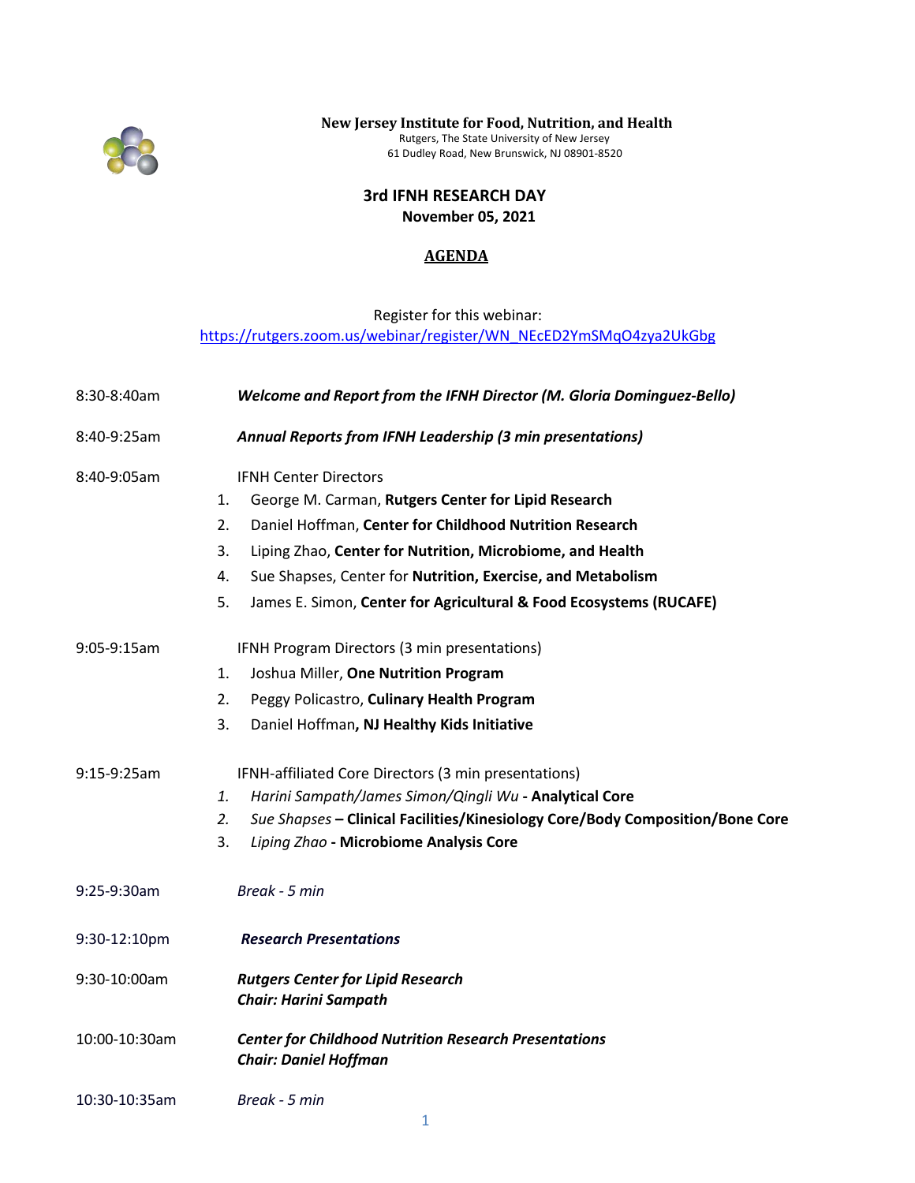**New Jersey Institute for Food, Nutrition, and Health**
Rutgers, The State University of New Jersey
61 Dudley Road, New Brunswick, NJ 08901-8520

# 3rd IFNH RESEARCH DAY
## November 05, 2021

## AGENDA

Register for this webinar:
https://rutgers.zoom.us/webinar/register/WN_NEcED2YmSMqO4zya2UkGbg

8:30-8:40am — ***Welcome and Report from the IFNH Director (M. Gloria Dominguez-Bello)***

8:40-9:25am — ***Annual Reports from IFNH Leadership (3 min presentations)***

8:40-9:05am — IFNH Center Directors

1. George M. Carman, **Rutgers Center for Lipid Research**
2. Daniel Hoffman, **Center for Childhood Nutrition Research**
3. Liping Zhao, **Center for Nutrition, Microbiome, and Health**
4. Sue Shapses, Center for **Nutrition, Exercise, and Metabolism**
5. James E. Simon, **Center for Agricultural & Food Ecosystems (RUCAFE)**

9:05-9:15am — IFNH Program Directors (3 min presentations)

1. Joshua Miller, **One Nutrition Program**
2. Peggy Policastro, **Culinary Health Program**
3. Daniel Hoffman**, NJ Healthy Kids Initiative**

9:15-9:25am — IFNH-affiliated Core Directors (3 min presentations)

1. *Harini Sampath/James Simon/Qingli Wu* **- Analytical Core**
2. *Sue Shapses* **– Clinical Facilities/Kinesiology Core/Body Composition/Bone Core**
3. *Liping Zhao* **- Microbiome Analysis Core**

9:25-9:30am — *Break - 5 min*

9:30-12:10pm — ***Research Presentations***

9:30-10:00am — ***Rutgers Center for Lipid Research***
***Chair: Harini Sampath***

10:00-10:30am — ***Center for Childhood Nutrition Research Presentations***
***Chair: Daniel Hoffman***

10:30-10:35am — *Break - 5 min*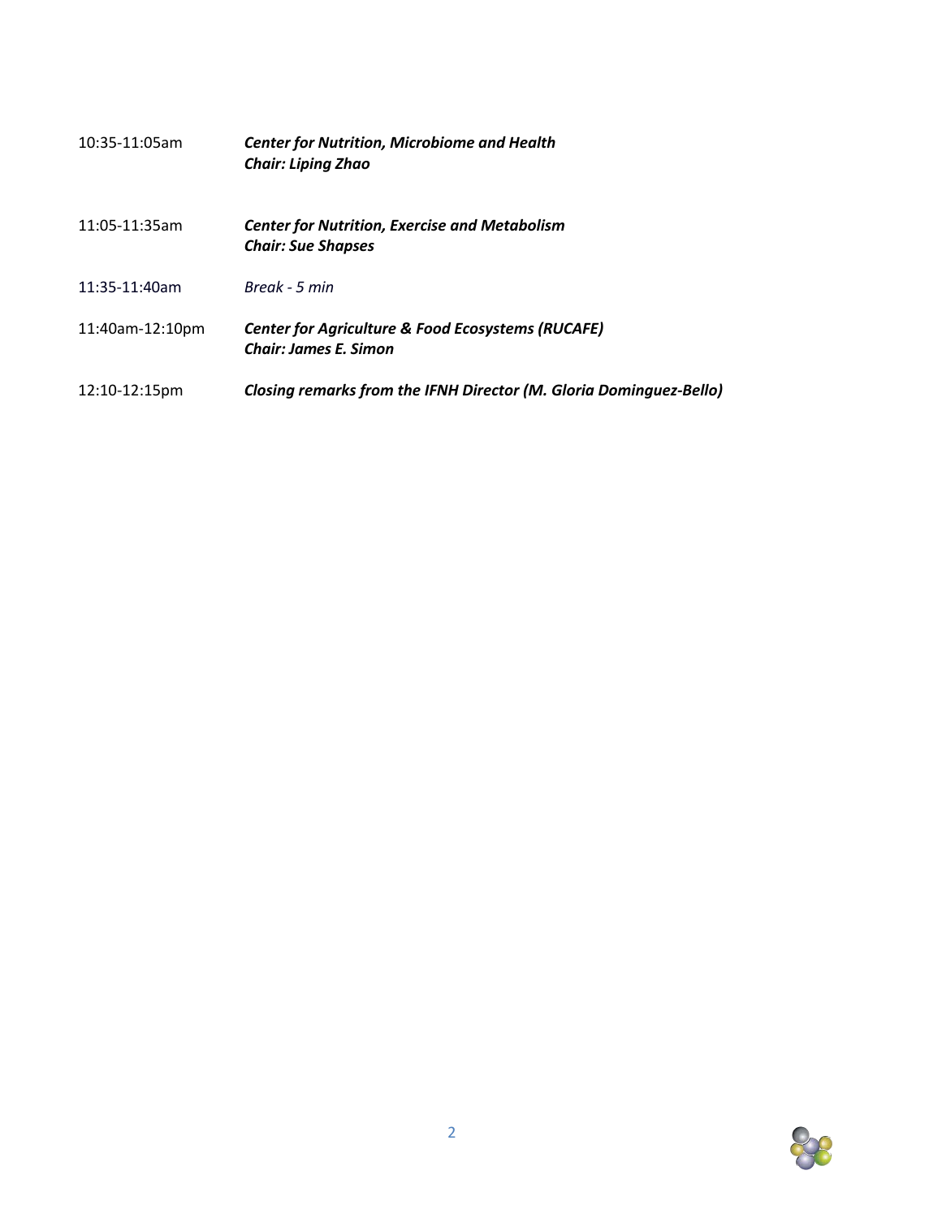| | |
|---|---|
| 10:35-11:05am | ***Center for Nutrition, Microbiome and Health***<br>***Chair: Liping Zhao*** |
| 11:05-11:35am | ***Center for Nutrition, Exercise and Metabolism***<br>***Chair: Sue Shapses*** |
| 11:35-11:40am | *Break - 5 min* |
| 11:40am-12:10pm | ***Center for Agriculture & Food Ecosystems (RUCAFE)***<br>***Chair: James E. Simon*** |
| 12:10-12:15pm | ***Closing remarks from the IFNH Director (M. Gloria Dominguez-Bello)*** |